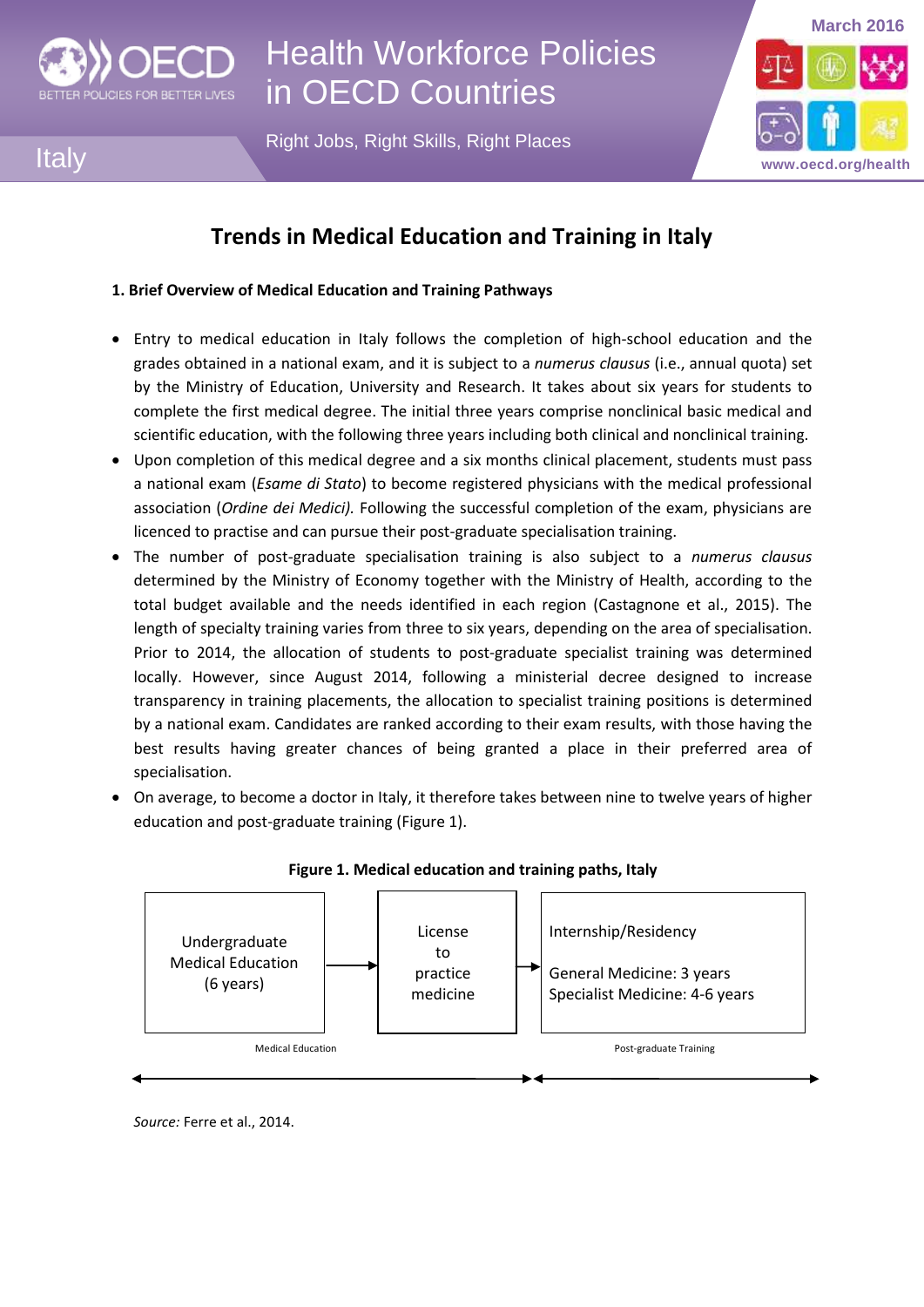Health Workforce Policies in OECD Countries

Right Jobs, Right Skills, Right Places

Italy

March 2016

# Trends in Medical Education and Training in Italy

### 1. Brief Overview of Medical Education and Training Pathways

- Entry to medical education in Italy follows the completion of high-school education and the grades obtained in a national exam, and it is subject to a *numerus clausus* (i.e., annual quota) set by the Ministry of Education, University and Research. It takes about six years for students to complete the first medical degree. The initial three years comprise nonclinical basic medical and scientific education, with the following three years including both clinical and nonclinical training.
- Upon completion of this medical degree and a six months clinical placement, students must pass a national exam (*Esame di Stato*) to become registered physicians with the medical professional association (*Ordine dei Medici).* Following the successful completion of the exam, physicians are licenced to practise and can pursue their post-graduate specialisation training.
- The number of post-graduate specialisation training is also subject to a *numerus clausus* determined by the Ministry of Economy together with the Ministry of Health, according to the total budget available and the needs identified in each region (Castagnone et al., 2015). The length of specialty training varies from three to six years, depending on the area of specialisation. Prior to 2014, the allocation of students to post-graduate specialist training was determined locally. However, since August 2014, following a ministerial decree designed to increase transparency in training placements, the allocation to specialist training positions is determined by a national exam. Candidates are ranked according to their exam results, with those having the best results having greater chances of being granted a place in their preferred area of specialisation.
- On average, to become a doctor in Italy, it therefore takes between nine to twelve years of higher education and post-graduate training (Figure 1).

**Figure 1. Medical education and training paths, Italy**

Undergraduate Medical Education (6 years) → License to practise medicine → Internship/Residency
General Medicine: 3 years
Specialist Medicine: 4-6 years

Medical Education | Post-graduate Training

*Source:* Ferre et al., 2014.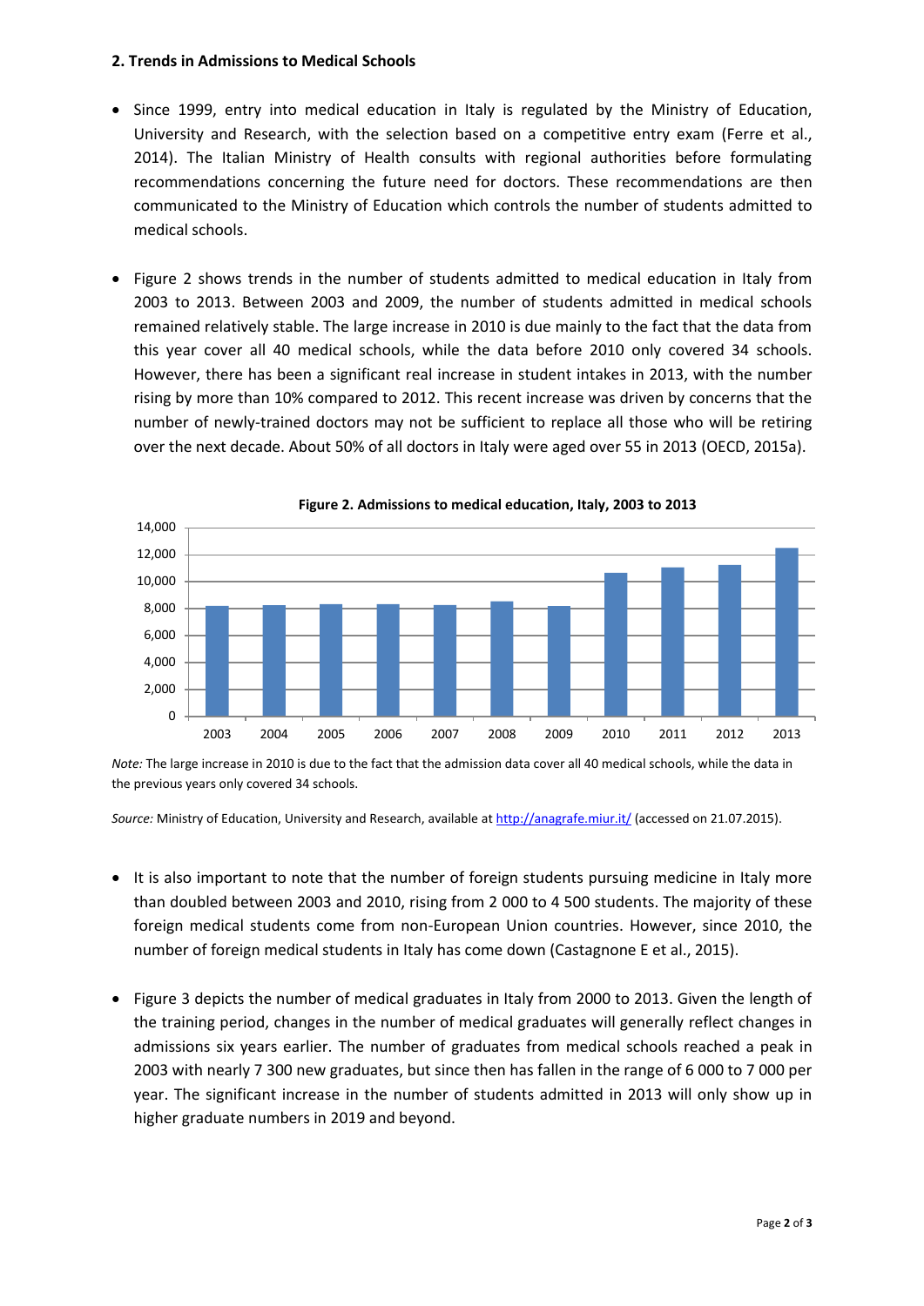## 2. Trends in Admissions to Medical Schools

- Since 1999, entry into medical education in Italy is regulated by the Ministry of Education, University and Research, with the selection based on a competitive entry exam (Ferre et al., 2014). The Italian Ministry of Health consults with regional authorities before formulating recommendations concerning the future need for doctors. These recommendations are then communicated to the Ministry of Education which controls the number of students admitted to medical schools.

- Figure 2 shows trends in the number of students admitted to medical education in Italy from 2003 to 2013. Between 2003 and 2009, the number of students admitted in medical schools remained relatively stable. The large increase in 2010 is due mainly to the fact that the data from this year cover all 40 medical schools, while the data before 2010 only covered 34 schools. However, there has been a significant real increase in student intakes in 2013, with the number rising by more than 10% compared to 2012. This recent increase was driven by concerns that the number of newly-trained doctors may not be sufficient to replace all those who will be retiring over the next decade. About 50% of all doctors in Italy were aged over 55 in 2013 (OECD, 2015a).

**Figure 2. Admissions to medical education, Italy, 2003 to 2013**

*Note:* The large increase in 2010 is due to the fact that the admission data cover all 40 medical schools, while the data in the previous years only covered 34 schools.

*Source:* Ministry of Education, University and Research, available at http://anagrafe.miur.it/ (accessed on 21.07.2015).

- It is also important to note that the number of foreign students pursuing medicine in Italy more than doubled between 2003 and 2010, rising from 2 000 to 4 500 students. The majority of these foreign medical students come from non-European Union countries. However, since 2010, the number of foreign medical students in Italy has come down (Castagnone E et al., 2015).

- Figure 3 depicts the number of medical graduates in Italy from 2000 to 2013. Given the length of the training period, changes in the number of medical graduates will generally reflect changes in admissions six years earlier. The number of graduates from medical schools reached a peak in 2003 with nearly 7 300 new graduates, but since then has fallen in the range of 6 000 to 7 000 per year. The significant increase in the number of students admitted in 2013 will only show up in higher graduate numbers in 2019 and beyond.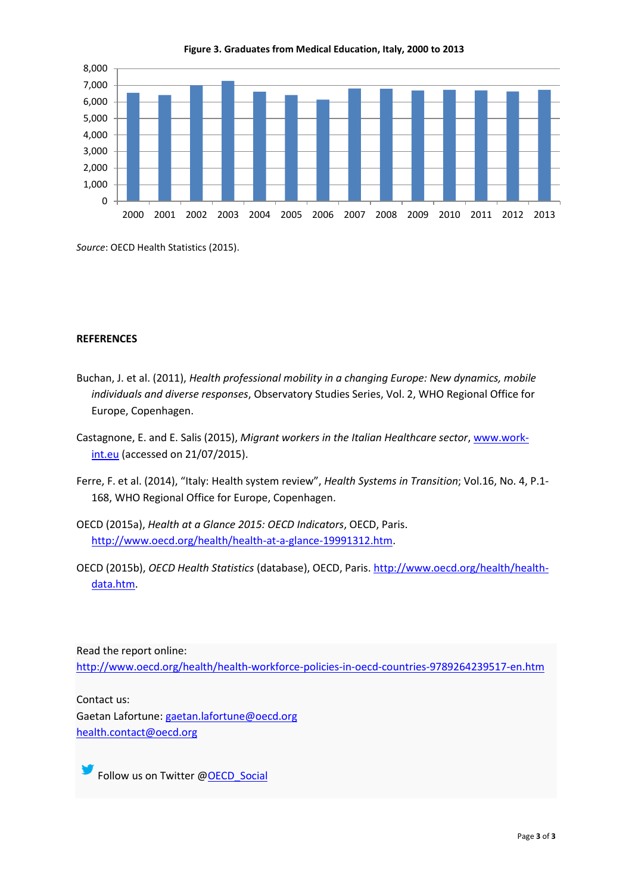**Figure 3. Graduates from Medical Education, Italy, 2000 to 2013**

8,000
7,000
6,000
5,000
4,000
3,000
2,000
1,000
0

2000 2001 2002 2003 2004 2005 2006 2007 2008 2009 2010 2011 2012 2013

*Source*: OECD Health Statistics (2015).

## REFERENCES

Buchan, J. et al. (2011), *Health professional mobility in a changing Europe: New dynamics, mobile individuals and diverse responses*, Observatory Studies Series, Vol. 2, WHO Regional Office for Europe, Copenhagen.

Castagnone, E. and E. Salis (2015), *Migrant workers in the Italian Healthcare sector*, www.work-int.eu (accessed on 21/07/2015).

Ferre, F. et al. (2014), "Italy: Health system review", *Health Systems in Transition*; Vol.16, No. 4, P.1-168, WHO Regional Office for Europe, Copenhagen.

OECD (2015a), *Health at a Glance 2015: OECD Indicators*, OECD, Paris. http://www.oecd.org/health/health-at-a-glance-19991312.htm.

OECD (2015b), *OECD Health Statistics* (database), OECD, Paris. http://www.oecd.org/health/health-data.htm.

Read the report online:
http://www.oecd.org/health/health-workforce-policies-in-oecd-countries-9789264239517-en.htm

Contact us:
Gaetan Lafortune: gaetan.lafortune@oecd.org
health.contact@oecd.org

Follow us on Twitter @OECD_Social